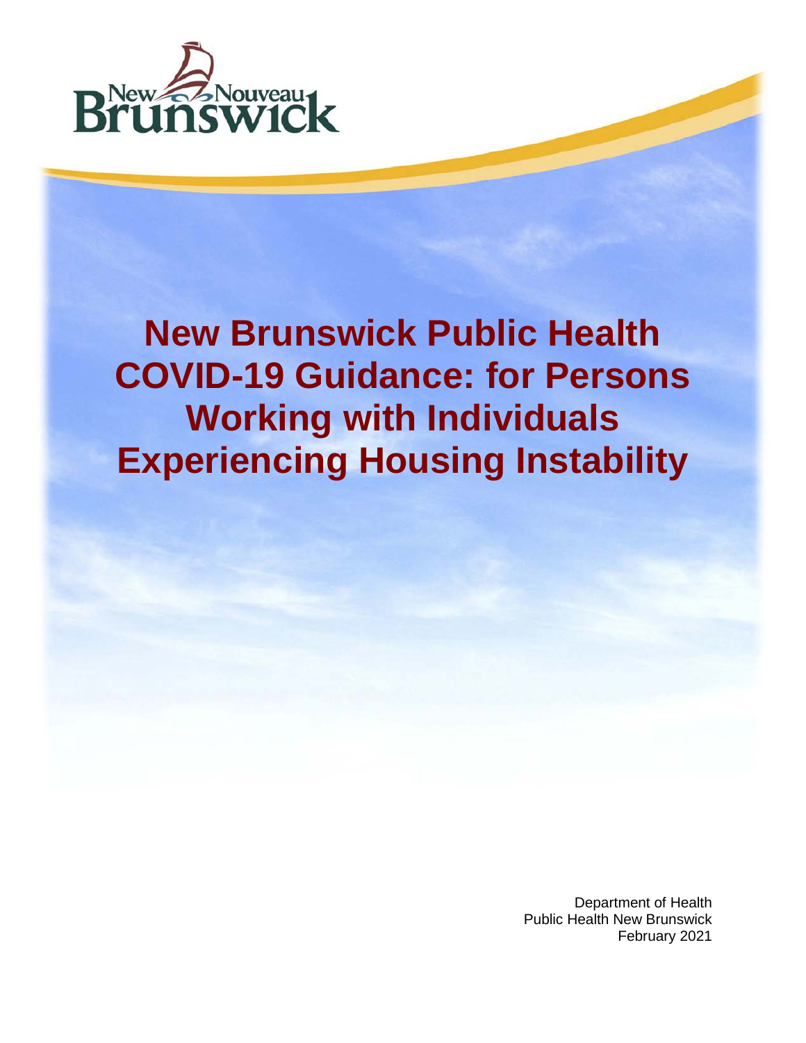# New Brunswick Public Health COVID-19 Guidance: for Persons Working with Individuals Experiencing Housing Instability

Department of Health
Public Health New Brunswick
February 2021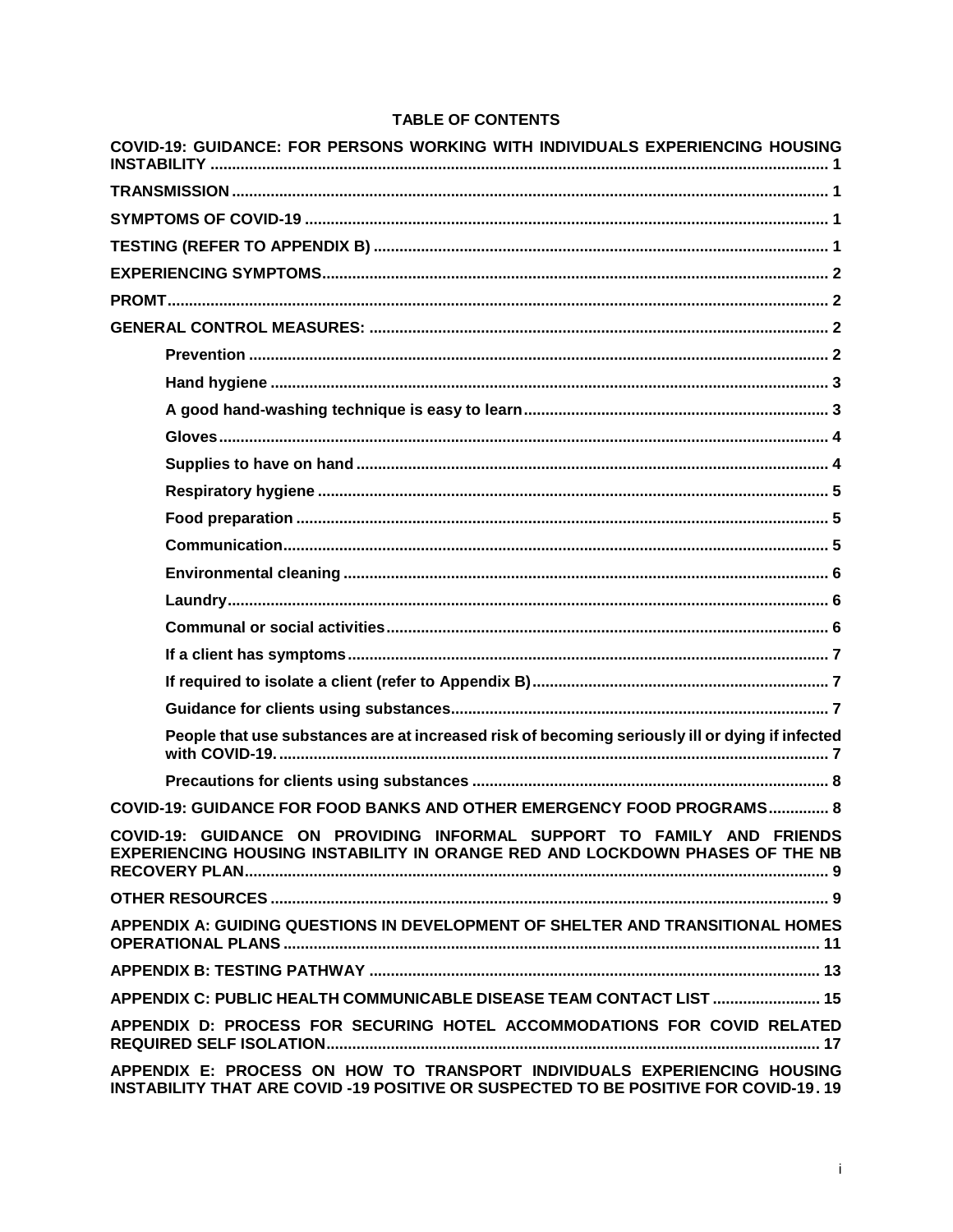**TABLE OF CONTENTS**

**COVID-19: GUIDANCE: FOR PERSONS WORKING WITH INDIVIDUALS EXPERIENCING HOUSING INSTABILITY** ........ 1

**TRANSMISSION** ........ 1

**SYMPTOMS OF COVID-19** ........ 1

**TESTING (REFER TO APPENDIX B)** ........ 1

**EXPERIENCING SYMPTOMS** ........ 2

**PROMT** ........ 2

**GENERAL CONTROL MEASURES:** ........ 2

- **Prevention** ........ 2
- **Hand hygiene** ........ 3
- **A good hand-washing technique is easy to learn** ........ 3
- **Gloves** ........ 4
- **Supplies to have on hand** ........ 4
- **Respiratory hygiene** ........ 5
- **Food preparation** ........ 5
- **Communication** ........ 5
- **Environmental cleaning** ........ 6
- **Laundry** ........ 6
- **Communal or social activities** ........ 6
- **If a client has symptoms** ........ 7
- **If required to isolate a client (refer to Appendix B)** ........ 7
- **Guidance for clients using substances** ........ 7
- **People that use substances are at increased risk of becoming seriously ill or dying if infected with COVID-19.** ........ 7
- **Precautions for clients using substances** ........ 8

**COVID-19: GUIDANCE FOR FOOD BANKS AND OTHER EMERGENCY FOOD PROGRAMS** ........ 8

**COVID-19: GUIDANCE ON PROVIDING INFORMAL SUPPORT TO FAMILY AND FRIENDS EXPERIENCING HOUSING INSTABILITY IN ORANGE RED AND LOCKDOWN PHASES OF THE NB RECOVERY PLAN** ........ 9

**OTHER RESOURCES** ........ 9

**APPENDIX A: GUIDING QUESTIONS IN DEVELOPMENT OF SHELTER AND TRANSITIONAL HOMES OPERATIONAL PLANS** ........ 11

**APPENDIX B: TESTING PATHWAY** ........ 13

**APPENDIX C: PUBLIC HEALTH COMMUNICABLE DISEASE TEAM CONTACT LIST** ........ 15

**APPENDIX D: PROCESS FOR SECURING HOTEL ACCOMMODATIONS FOR COVID RELATED REQUIRED SELF ISOLATION** ........ 17

**APPENDIX E: PROCESS ON HOW TO TRANSPORT INDIVIDUALS EXPERIENCING HOUSING INSTABILITY THAT ARE COVID -19 POSITIVE OR SUSPECTED TO BE POSITIVE FOR COVID-19** ........ 19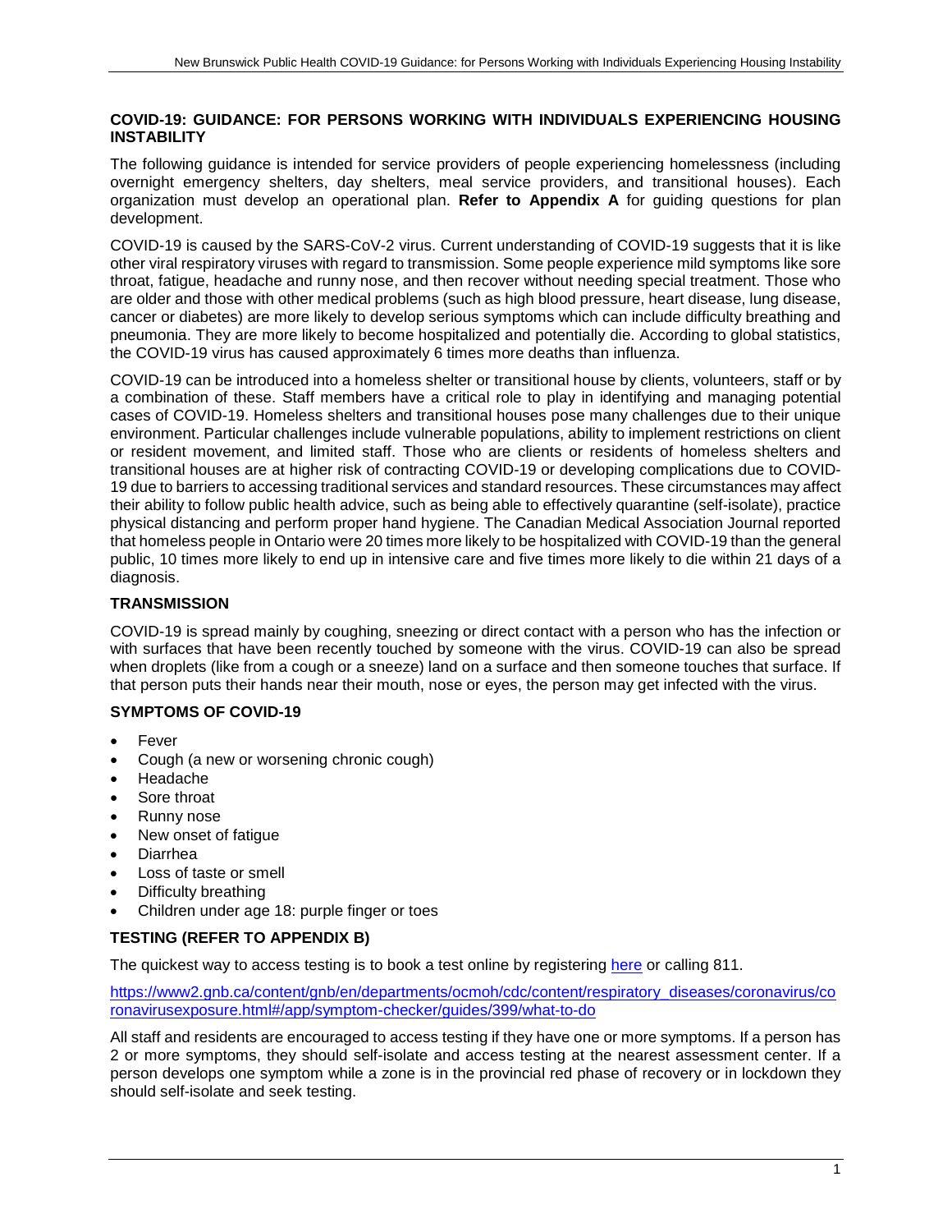## COVID-19: GUIDANCE: FOR PERSONS WORKING WITH INDIVIDUALS EXPERIENCING HOUSING INSTABILITY

The following guidance is intended for service providers of people experiencing homelessness (including overnight emergency shelters, day shelters, meal service providers, and transitional houses). Each organization must develop an operational plan. **Refer to Appendix A** for guiding questions for plan development.

COVID-19 is caused by the SARS-CoV-2 virus. Current understanding of COVID-19 suggests that it is like other viral respiratory viruses with regard to transmission. Some people experience mild symptoms like sore throat, fatigue, headache and runny nose, and then recover without needing special treatment. Those who are older and those with other medical problems (such as high blood pressure, heart disease, lung disease, cancer or diabetes) are more likely to develop serious symptoms which can include difficulty breathing and pneumonia. They are more likely to become hospitalized and potentially die. According to global statistics, the COVID-19 virus has caused approximately 6 times more deaths than influenza.

COVID-19 can be introduced into a homeless shelter or transitional house by clients, volunteers, staff or by a combination of these. Staff members have a critical role to play in identifying and managing potential cases of COVID-19. Homeless shelters and transitional houses pose many challenges due to their unique environment. Particular challenges include vulnerable populations, ability to implement restrictions on client or resident movement, and limited staff. Those who are clients or residents of homeless shelters and transitional houses are at higher risk of contracting COVID-19 or developing complications due to COVID-19 due to barriers to accessing traditional services and standard resources. These circumstances may affect their ability to follow public health advice, such as being able to effectively quarantine (self-isolate), practice physical distancing and perform proper hand hygiene. The Canadian Medical Association Journal reported that homeless people in Ontario were 20 times more likely to be hospitalized with COVID-19 than the general public, 10 times more likely to end up in intensive care and five times more likely to die within 21 days of a diagnosis.

### TRANSMISSION

COVID-19 is spread mainly by coughing, sneezing or direct contact with a person who has the infection or with surfaces that have been recently touched by someone with the virus. COVID-19 can also be spread when droplets (like from a cough or a sneeze) land on a surface and then someone touches that surface. If that person puts their hands near their mouth, nose or eyes, the person may get infected with the virus.

### SYMPTOMS OF COVID-19

- Fever
- Cough (a new or worsening chronic cough)
- Headache
- Sore throat
- Runny nose
- New onset of fatigue
- Diarrhea
- Loss of taste or smell
- Difficulty breathing
- Children under age 18: purple finger or toes

### TESTING (REFER TO APPENDIX B)

The quickest way to access testing is to book a test online by registering [here](https://www2.gnb.ca/content/gnb/en/departments/ocmoh/cdc/content/respiratory_diseases/coronavirus/coronavirusexposure.html#/app/symptom-checker/guides/399/what-to-do) or calling 811.

https://www2.gnb.ca/content/gnb/en/departments/ocmoh/cdc/content/respiratory_diseases/coronavirus/coronavirusexposure.html#/app/symptom-checker/guides/399/what-to-do

All staff and residents are encouraged to access testing if they have one or more symptoms. If a person has 2 or more symptoms, they should self-isolate and access testing at the nearest assessment center. If a person develops one symptom while a zone is in the provincial red phase of recovery or in lockdown they should self-isolate and seek testing.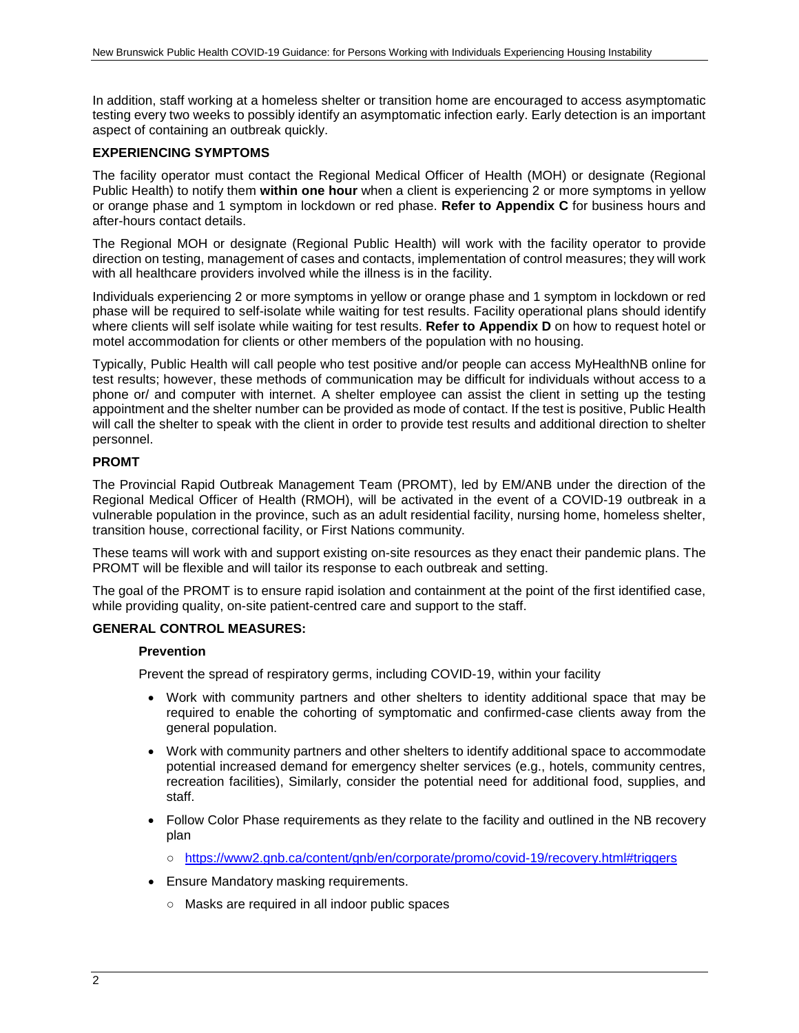In addition, staff working at a homeless shelter or transition home are encouraged to access asymptomatic testing every two weeks to possibly identify an asymptomatic infection early. Early detection is an important aspect of containing an outbreak quickly.

**EXPERIENCING SYMPTOMS**

The facility operator must contact the Regional Medical Officer of Health (MOH) or designate (Regional Public Health) to notify them **within one hour** when a client is experiencing 2 or more symptoms in yellow or orange phase and 1 symptom in lockdown or red phase. **Refer to Appendix C** for business hours and after-hours contact details.

The Regional MOH or designate (Regional Public Health) will work with the facility operator to provide direction on testing, management of cases and contacts, implementation of control measures; they will work with all healthcare providers involved while the illness is in the facility.

Individuals experiencing 2 or more symptoms in yellow or orange phase and 1 symptom in lockdown or red phase will be required to self-isolate while waiting for test results. Facility operational plans should identify where clients will self isolate while waiting for test results. **Refer to Appendix D** on how to request hotel or motel accommodation for clients or other members of the population with no housing.

Typically, Public Health will call people who test positive and/or people can access MyHealthNB online for test results; however, these methods of communication may be difficult for individuals without access to a phone or/ and computer with internet. A shelter employee can assist the client in setting up the testing appointment and the shelter number can be provided as mode of contact. If the test is positive, Public Health will call the shelter to speak with the client in order to provide test results and additional direction to shelter personnel.

**PROMT**

The Provincial Rapid Outbreak Management Team (PROMT), led by EM/ANB under the direction of the Regional Medical Officer of Health (RMOH), will be activated in the event of a COVID-19 outbreak in a vulnerable population in the province, such as an adult residential facility, nursing home, homeless shelter, transition house, correctional facility, or First Nations community.

These teams will work with and support existing on-site resources as they enact their pandemic plans. The PROMT will be flexible and will tailor its response to each outbreak and setting.

The goal of the PROMT is to ensure rapid isolation and containment at the point of the first identified case, while providing quality, on-site patient-centred care and support to the staff.

**GENERAL CONTROL MEASURES:**

**Prevention**

Prevent the spread of respiratory germs, including COVID-19, within your facility

- Work with community partners and other shelters to identity additional space that may be required to enable the cohorting of symptomatic and confirmed-case clients away from the general population.
- Work with community partners and other shelters to identify additional space to accommodate potential increased demand for emergency shelter services (e.g., hotels, community centres, recreation facilities), Similarly, consider the potential need for additional food, supplies, and staff.
- Follow Color Phase requirements as they relate to the facility and outlined in the NB recovery plan
  - https://www2.gnb.ca/content/gnb/en/corporate/promo/covid-19/recovery.html#triggers
- Ensure Mandatory masking requirements.
  - Masks are required in all indoor public spaces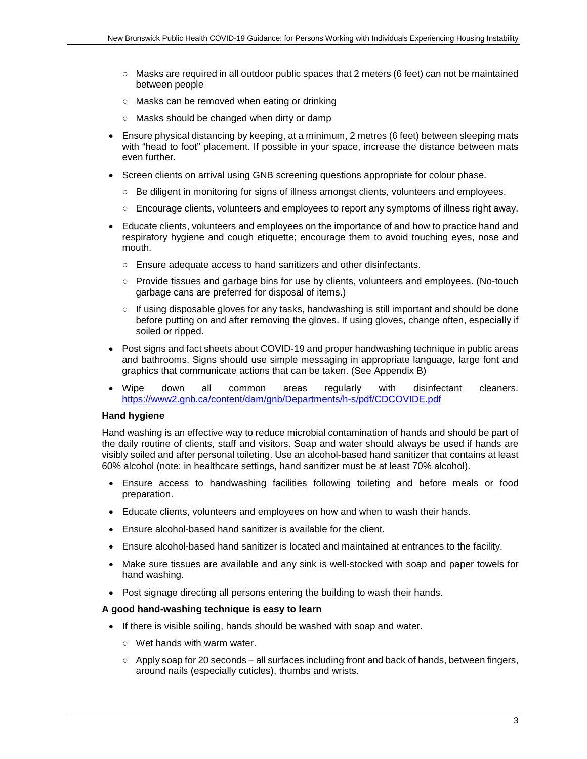- Masks are required in all outdoor public spaces that 2 meters (6 feet) can not be maintained between people
  - Masks can be removed when eating or drinking
  - Masks should be changed when dirty or damp
- Ensure physical distancing by keeping, at a minimum, 2 metres (6 feet) between sleeping mats with "head to foot" placement. If possible in your space, increase the distance between mats even further.
- Screen clients on arrival using GNB screening questions appropriate for colour phase.
  - Be diligent in monitoring for signs of illness amongst clients, volunteers and employees.
  - Encourage clients, volunteers and employees to report any symptoms of illness right away.
- Educate clients, volunteers and employees on the importance of and how to practice hand and respiratory hygiene and cough etiquette; encourage them to avoid touching eyes, nose and mouth.
  - Ensure adequate access to hand sanitizers and other disinfectants.
  - Provide tissues and garbage bins for use by clients, volunteers and employees. (No-touch garbage cans are preferred for disposal of items.)
  - If using disposable gloves for any tasks, handwashing is still important and should be done before putting on and after removing the gloves. If using gloves, change often, especially if soiled or ripped.
- Post signs and fact sheets about COVID-19 and proper handwashing technique in public areas and bathrooms. Signs should use simple messaging in appropriate language, large font and graphics that communicate actions that can be taken. (See Appendix B)
- Wipe down all common areas regularly with disinfectant cleaners. https://www2.gnb.ca/content/dam/gnb/Departments/h-s/pdf/CDCOVIDE.pdf

**Hand hygiene**

Hand washing is an effective way to reduce microbial contamination of hands and should be part of the daily routine of clients, staff and visitors. Soap and water should always be used if hands are visibly soiled and after personal toileting. Use an alcohol-based hand sanitizer that contains at least 60% alcohol (note: in healthcare settings, hand sanitizer must be at least 70% alcohol).

- Ensure access to handwashing facilities following toileting and before meals or food preparation.
- Educate clients, volunteers and employees on how and when to wash their hands.
- Ensure alcohol-based hand sanitizer is available for the client.
- Ensure alcohol-based hand sanitizer is located and maintained at entrances to the facility.
- Make sure tissues are available and any sink is well-stocked with soap and paper towels for hand washing.
- Post signage directing all persons entering the building to wash their hands.

**A good hand-washing technique is easy to learn**

- If there is visible soiling, hands should be washed with soap and water.
  - Wet hands with warm water.
  - Apply soap for 20 seconds – all surfaces including front and back of hands, between fingers, around nails (especially cuticles), thumbs and wrists.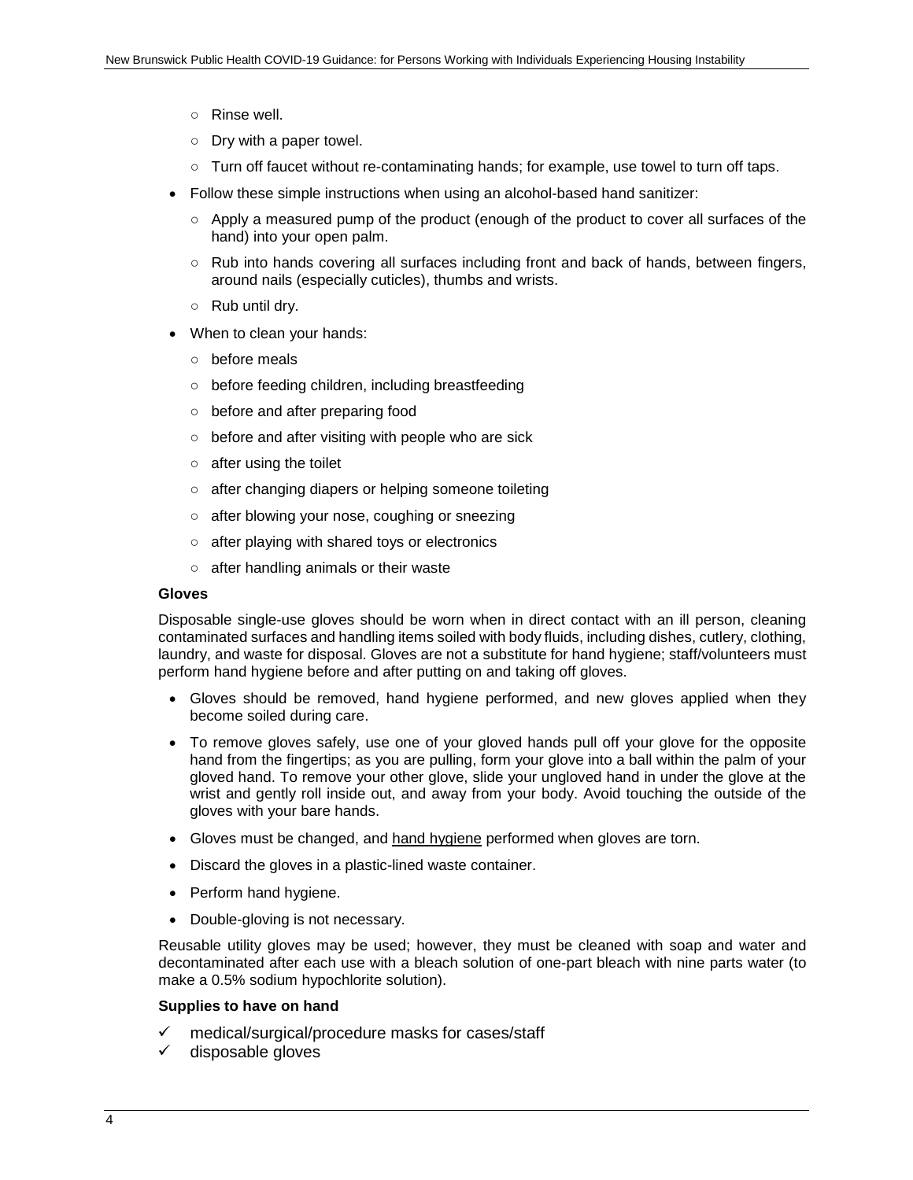- Rinse well.
  - Dry with a paper towel.
  - Turn off faucet without re-contaminating hands; for example, use towel to turn off taps.
- Follow these simple instructions when using an alcohol-based hand sanitizer:
  - Apply a measured pump of the product (enough of the product to cover all surfaces of the hand) into your open palm.
  - Rub into hands covering all surfaces including front and back of hands, between fingers, around nails (especially cuticles), thumbs and wrists.
  - Rub until dry.
- When to clean your hands:
  - before meals
  - before feeding children, including breastfeeding
  - before and after preparing food
  - before and after visiting with people who are sick
  - after using the toilet
  - after changing diapers or helping someone toileting
  - after blowing your nose, coughing or sneezing
  - after playing with shared toys or electronics
  - after handling animals or their waste

**Gloves**

Disposable single-use gloves should be worn when in direct contact with an ill person, cleaning contaminated surfaces and handling items soiled with body fluids, including dishes, cutlery, clothing, laundry, and waste for disposal. Gloves are not a substitute for hand hygiene; staff/volunteers must perform hand hygiene before and after putting on and taking off gloves.

- Gloves should be removed, hand hygiene performed, and new gloves applied when they become soiled during care.
- To remove gloves safely, use one of your gloved hands pull off your glove for the opposite hand from the fingertips; as you are pulling, form your glove into a ball within the palm of your gloved hand. To remove your other glove, slide your ungloved hand in under the glove at the wrist and gently roll inside out, and away from your body. Avoid touching the outside of the gloves with your bare hands.
- Gloves must be changed, and hand hygiene performed when gloves are torn.
- Discard the gloves in a plastic-lined waste container.
- Perform hand hygiene.
- Double-gloving is not necessary.

Reusable utility gloves may be used; however, they must be cleaned with soap and water and decontaminated after each use with a bleach solution of one-part bleach with nine parts water (to make a 0.5% sodium hypochlorite solution).

**Supplies to have on hand**

- ✓ medical/surgical/procedure masks for cases/staff
- ✓ disposable gloves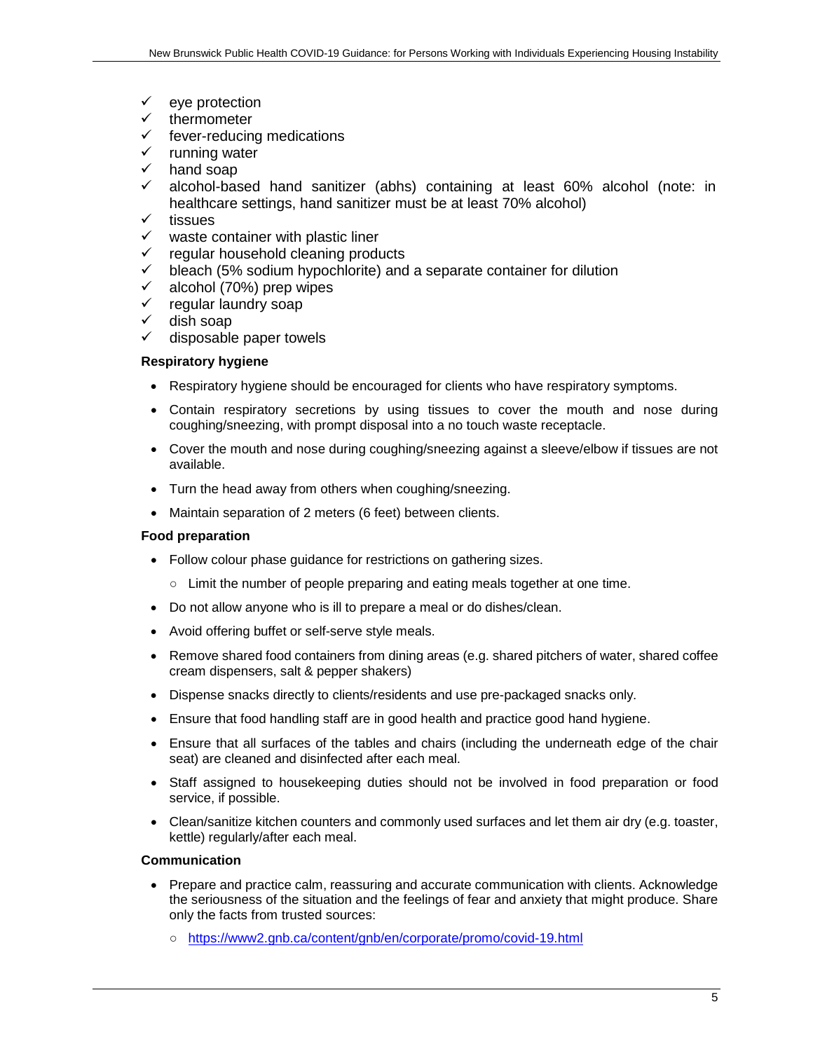- ✓ eye protection
- ✓ thermometer
- ✓ fever-reducing medications
- ✓ running water
- ✓ hand soap
- ✓ alcohol-based hand sanitizer (abhs) containing at least 60% alcohol (note: in healthcare settings, hand sanitizer must be at least 70% alcohol)
- ✓ tissues
- ✓ waste container with plastic liner
- ✓ regular household cleaning products
- ✓ bleach (5% sodium hypochlorite) and a separate container for dilution
- ✓ alcohol (70%) prep wipes
- ✓ regular laundry soap
- ✓ dish soap
- ✓ disposable paper towels

**Respiratory hygiene**

- Respiratory hygiene should be encouraged for clients who have respiratory symptoms.
- Contain respiratory secretions by using tissues to cover the mouth and nose during coughing/sneezing, with prompt disposal into a no touch waste receptacle.
- Cover the mouth and nose during coughing/sneezing against a sleeve/elbow if tissues are not available.
- Turn the head away from others when coughing/sneezing.
- Maintain separation of 2 meters (6 feet) between clients.

**Food preparation**

- Follow colour phase guidance for restrictions on gathering sizes.
  - Limit the number of people preparing and eating meals together at one time.
- Do not allow anyone who is ill to prepare a meal or do dishes/clean.
- Avoid offering buffet or self-serve style meals.
- Remove shared food containers from dining areas (e.g. shared pitchers of water, shared coffee cream dispensers, salt & pepper shakers)
- Dispense snacks directly to clients/residents and use pre-packaged snacks only.
- Ensure that food handling staff are in good health and practice good hand hygiene.
- Ensure that all surfaces of the tables and chairs (including the underneath edge of the chair seat) are cleaned and disinfected after each meal.
- Staff assigned to housekeeping duties should not be involved in food preparation or food service, if possible.
- Clean/sanitize kitchen counters and commonly used surfaces and let them air dry (e.g. toaster, kettle) regularly/after each meal.

**Communication**

- Prepare and practice calm, reassuring and accurate communication with clients. Acknowledge the seriousness of the situation and the feelings of fear and anxiety that might produce. Share only the facts from trusted sources:
  - https://www2.gnb.ca/content/gnb/en/corporate/promo/covid-19.html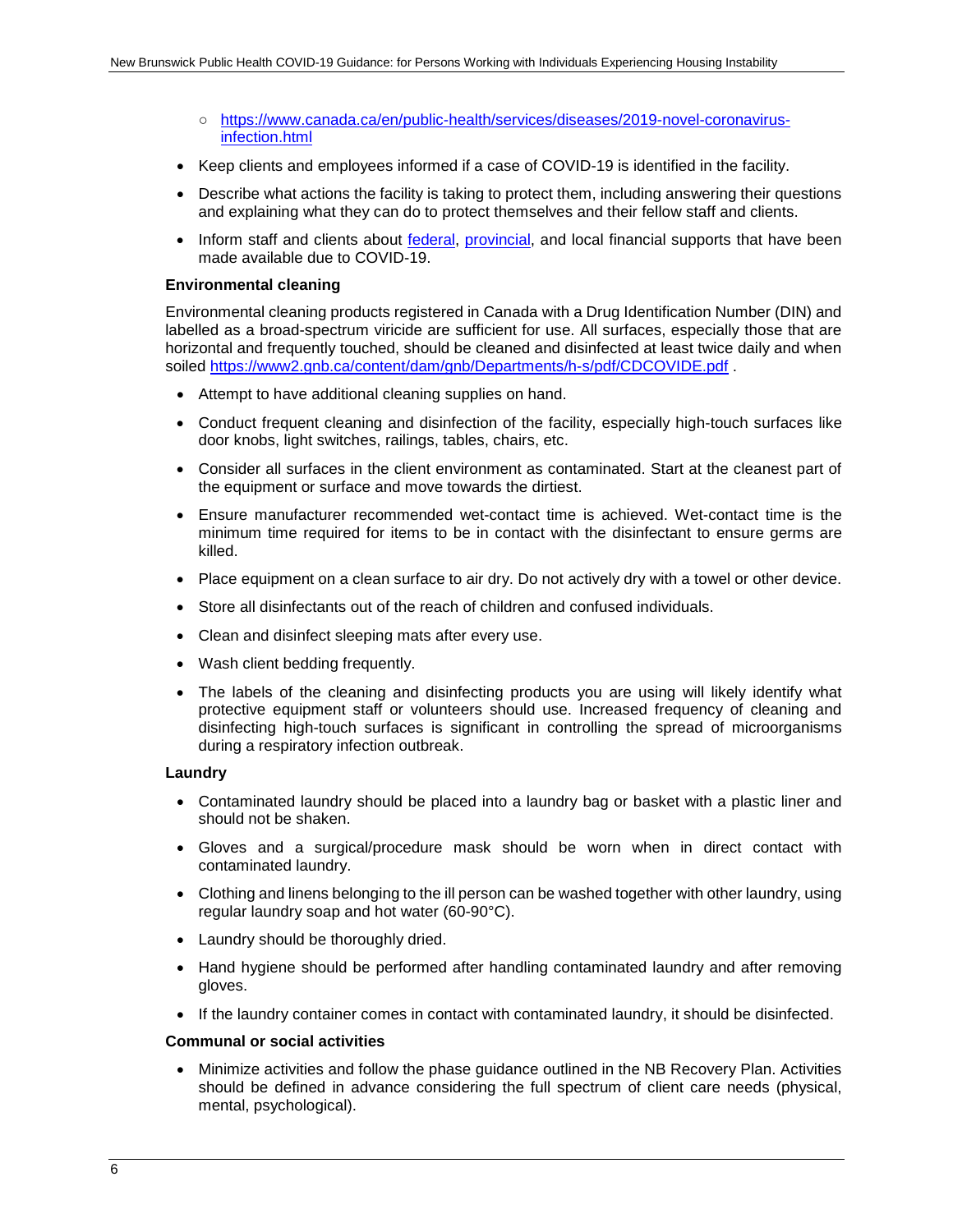- https://www.canada.ca/en/public-health/services/diseases/2019-novel-coronavirus-infection.html

- Keep clients and employees informed if a case of COVID-19 is identified in the facility.
- Describe what actions the facility is taking to protect them, including answering their questions and explaining what they can do to protect themselves and their fellow staff and clients.
- Inform staff and clients about federal, provincial, and local financial supports that have been made available due to COVID-19.

**Environmental cleaning**

Environmental cleaning products registered in Canada with a Drug Identification Number (DIN) and labelled as a broad-spectrum viricide are sufficient for use. All surfaces, especially those that are horizontal and frequently touched, should be cleaned and disinfected at least twice daily and when soiled https://www2.gnb.ca/content/dam/gnb/Departments/h-s/pdf/CDCOVIDE.pdf .

- Attempt to have additional cleaning supplies on hand.
- Conduct frequent cleaning and disinfection of the facility, especially high-touch surfaces like door knobs, light switches, railings, tables, chairs, etc.
- Consider all surfaces in the client environment as contaminated. Start at the cleanest part of the equipment or surface and move towards the dirtiest.
- Ensure manufacturer recommended wet-contact time is achieved. Wet-contact time is the minimum time required for items to be in contact with the disinfectant to ensure germs are killed.
- Place equipment on a clean surface to air dry. Do not actively dry with a towel or other device.
- Store all disinfectants out of the reach of children and confused individuals.
- Clean and disinfect sleeping mats after every use.
- Wash client bedding frequently.
- The labels of the cleaning and disinfecting products you are using will likely identify what protective equipment staff or volunteers should use. Increased frequency of cleaning and disinfecting high-touch surfaces is significant in controlling the spread of microorganisms during a respiratory infection outbreak.

**Laundry**

- Contaminated laundry should be placed into a laundry bag or basket with a plastic liner and should not be shaken.
- Gloves and a surgical/procedure mask should be worn when in direct contact with contaminated laundry.
- Clothing and linens belonging to the ill person can be washed together with other laundry, using regular laundry soap and hot water (60-90°C).
- Laundry should be thoroughly dried.
- Hand hygiene should be performed after handling contaminated laundry and after removing gloves.
- If the laundry container comes in contact with contaminated laundry, it should be disinfected.

**Communal or social activities**

- Minimize activities and follow the phase guidance outlined in the NB Recovery Plan. Activities should be defined in advance considering the full spectrum of client care needs (physical, mental, psychological).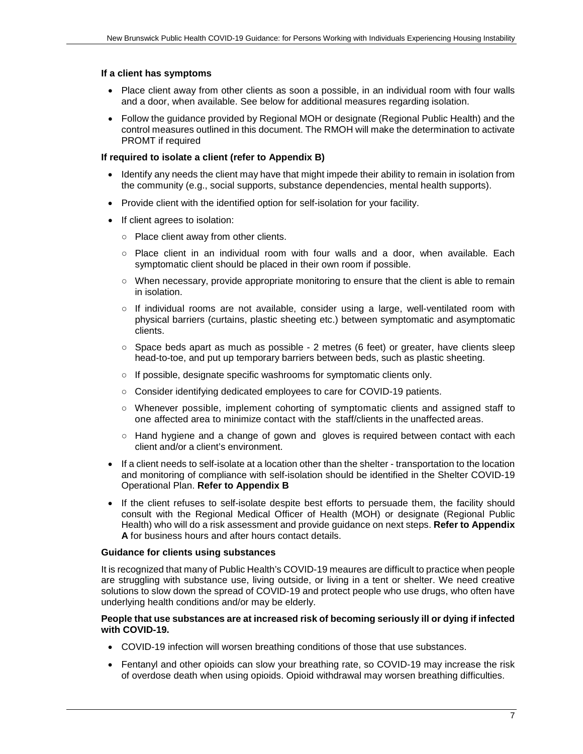**If a client has symptoms**

- Place client away from other clients as soon a possible, in an individual room with four walls and a door, when available. See below for additional measures regarding isolation.
- Follow the guidance provided by Regional MOH or designate (Regional Public Health) and the control measures outlined in this document. The RMOH will make the determination to activate PROMT if required

**If required to isolate a client (refer to Appendix B)**

- Identify any needs the client may have that might impede their ability to remain in isolation from the community (e.g., social supports, substance dependencies, mental health supports).
- Provide client with the identified option for self-isolation for your facility.
- If client agrees to isolation:
  - Place client away from other clients.
  - Place client in an individual room with four walls and a door, when available. Each symptomatic client should be placed in their own room if possible.
  - When necessary, provide appropriate monitoring to ensure that the client is able to remain in isolation.
  - If individual rooms are not available, consider using a large, well-ventilated room with physical barriers (curtains, plastic sheeting etc.) between symptomatic and asymptomatic clients.
  - Space beds apart as much as possible - 2 metres (6 feet) or greater, have clients sleep head-to-toe, and put up temporary barriers between beds, such as plastic sheeting.
  - If possible, designate specific washrooms for symptomatic clients only.
  - Consider identifying dedicated employees to care for COVID-19 patients.
  - Whenever possible, implement cohorting of symptomatic clients and assigned staff to one affected area to minimize contact with the staff/clients in the unaffected areas.
  - Hand hygiene and a change of gown and gloves is required between contact with each client and/or a client's environment.
- If a client needs to self-isolate at a location other than the shelter - transportation to the location and monitoring of compliance with self-isolation should be identified in the Shelter COVID-19 Operational Plan. **Refer to Appendix B**
- If the client refuses to self-isolate despite best efforts to persuade them, the facility should consult with the Regional Medical Officer of Health (MOH) or designate (Regional Public Health) who will do a risk assessment and provide guidance on next steps. **Refer to Appendix A** for business hours and after hours contact details.

**Guidance for clients using substances**

It is recognized that many of Public Health's COVID-19 meaures are difficult to practice when people are struggling with substance use, living outside, or living in a tent or shelter. We need creative solutions to slow down the spread of COVID-19 and protect people who use drugs, who often have underlying health conditions and/or may be elderly.

**People that use substances are at increased risk of becoming seriously ill or dying if infected with COVID-19.**

- COVID-19 infection will worsen breathing conditions of those that use substances.
- Fentanyl and other opioids can slow your breathing rate, so COVID-19 may increase the risk of overdose death when using opioids. Opioid withdrawal may worsen breathing difficulties.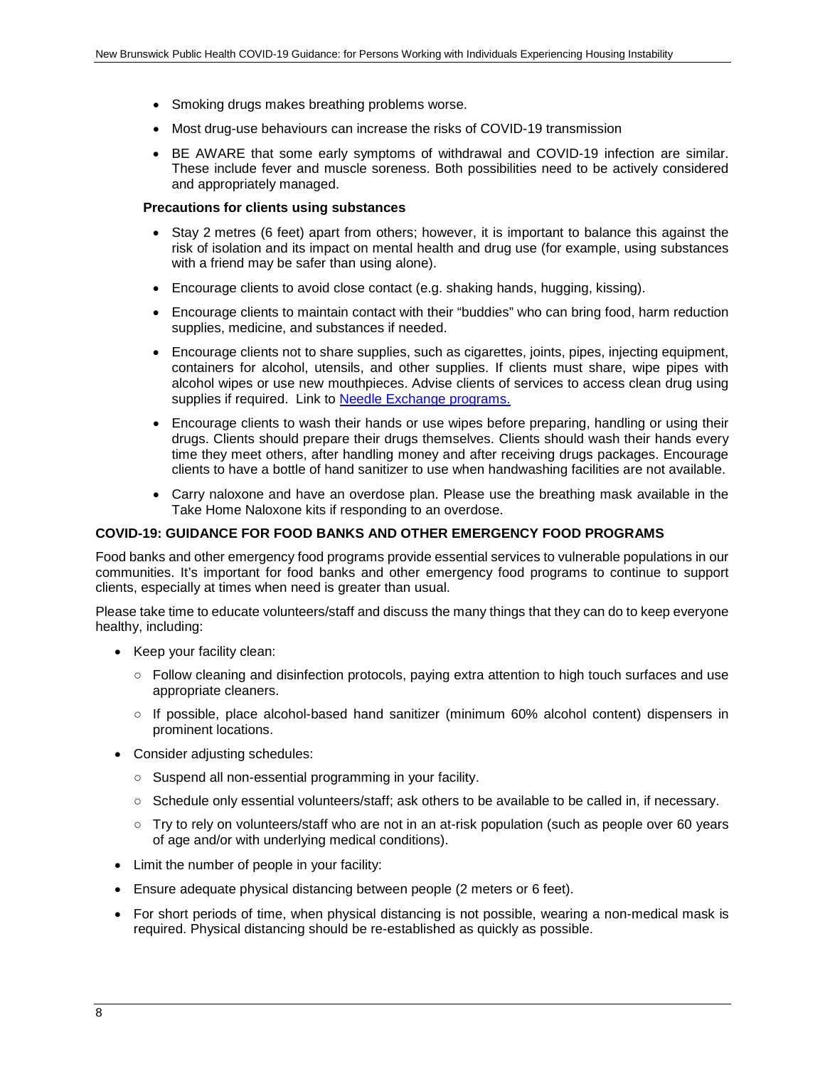- Smoking drugs makes breathing problems worse.
- Most drug-use behaviours can increase the risks of COVID-19 transmission
- BE AWARE that some early symptoms of withdrawal and COVID-19 infection are similar. These include fever and muscle soreness. Both possibilities need to be actively considered and appropriately managed.

**Precautions for clients using substances**

- Stay 2 metres (6 feet) apart from others; however, it is important to balance this against the risk of isolation and its impact on mental health and drug use (for example, using substances with a friend may be safer than using alone).
- Encourage clients to avoid close contact (e.g. shaking hands, hugging, kissing).
- Encourage clients to maintain contact with their "buddies" who can bring food, harm reduction supplies, medicine, and substances if needed.
- Encourage clients not to share supplies, such as cigarettes, joints, pipes, injecting equipment, containers for alcohol, utensils, and other supplies. If clients must share, wipe pipes with alcohol wipes or use new mouthpieces. Advise clients of services to access clean drug using supplies if required. Link to [Needle Exchange programs.]()
- Encourage clients to wash their hands or use wipes before preparing, handling or using their drugs. Clients should prepare their drugs themselves. Clients should wash their hands every time they meet others, after handling money and after receiving drugs packages. Encourage clients to have a bottle of hand sanitizer to use when handwashing facilities are not available.
- Carry naloxone and have an overdose plan. Please use the breathing mask available in the Take Home Naloxone kits if responding to an overdose.

## COVID-19: GUIDANCE FOR FOOD BANKS AND OTHER EMERGENCY FOOD PROGRAMS

Food banks and other emergency food programs provide essential services to vulnerable populations in our communities. It's important for food banks and other emergency food programs to continue to support clients, especially at times when need is greater than usual.

Please take time to educate volunteers/staff and discuss the many things that they can do to keep everyone healthy, including:

- Keep your facility clean:
  - Follow cleaning and disinfection protocols, paying extra attention to high touch surfaces and use appropriate cleaners.
  - If possible, place alcohol-based hand sanitizer (minimum 60% alcohol content) dispensers in prominent locations.
- Consider adjusting schedules:
  - Suspend all non-essential programming in your facility.
  - Schedule only essential volunteers/staff; ask others to be available to be called in, if necessary.
  - Try to rely on volunteers/staff who are not in an at-risk population (such as people over 60 years of age and/or with underlying medical conditions).
- Limit the number of people in your facility:
- Ensure adequate physical distancing between people (2 meters or 6 feet).
- For short periods of time, when physical distancing is not possible, wearing a non-medical mask is required. Physical distancing should be re-established as quickly as possible.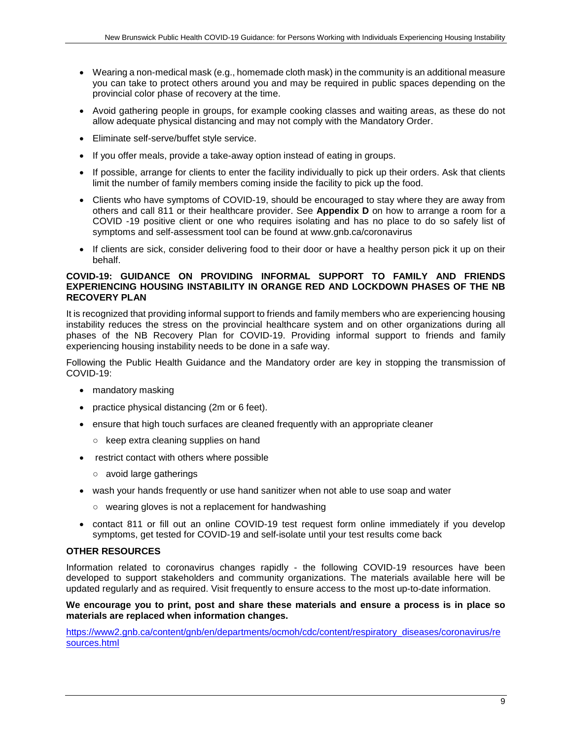- Wearing a non-medical mask (e.g., homemade cloth mask) in the community is an additional measure you can take to protect others around you and may be required in public spaces depending on the provincial color phase of recovery at the time.
- Avoid gathering people in groups, for example cooking classes and waiting areas, as these do not allow adequate physical distancing and may not comply with the Mandatory Order.
- Eliminate self-serve/buffet style service.
- If you offer meals, provide a take-away option instead of eating in groups.
- If possible, arrange for clients to enter the facility individually to pick up their orders. Ask that clients limit the number of family members coming inside the facility to pick up the food.
- Clients who have symptoms of COVID-19, should be encouraged to stay where they are away from others and call 811 or their healthcare provider. See **Appendix D** on how to arrange a room for a COVID -19 positive client or one who requires isolating and has no place to do so safely list of symptoms and self-assessment tool can be found at www.gnb.ca/coronavirus
- If clients are sick, consider delivering food to their door or have a healthy person pick it up on their behalf.

**COVID-19: GUIDANCE ON PROVIDING INFORMAL SUPPORT TO FAMILY AND FRIENDS EXPERIENCING HOUSING INSTABILITY IN ORANGE RED AND LOCKDOWN PHASES OF THE NB RECOVERY PLAN**

It is recognized that providing informal support to friends and family members who are experiencing housing instability reduces the stress on the provincial healthcare system and on other organizations during all phases of the NB Recovery Plan for COVID-19. Providing informal support to friends and family experiencing housing instability needs to be done in a safe way.

Following the Public Health Guidance and the Mandatory order are key in stopping the transmission of COVID-19:

- mandatory masking
- practice physical distancing (2m or 6 feet).
- ensure that high touch surfaces are cleaned frequently with an appropriate cleaner
  - keep extra cleaning supplies on hand
- restrict contact with others where possible
  - avoid large gatherings
- wash your hands frequently or use hand sanitizer when not able to use soap and water
  - wearing gloves is not a replacement for handwashing
- contact 811 or fill out an online COVID-19 test request form online immediately if you develop symptoms, get tested for COVID-19 and self-isolate until your test results come back

**OTHER RESOURCES**

Information related to coronavirus changes rapidly - the following COVID-19 resources have been developed to support stakeholders and community organizations. The materials available here will be updated regularly and as required. Visit frequently to ensure access to the most up-to-date information.

**We encourage you to print, post and share these materials and ensure a process is in place so materials are replaced when information changes.**

[https://www2.gnb.ca/content/gnb/en/departments/ocmoh/cdc/content/respiratory_diseases/coronavirus/resources.html](https://www2.gnb.ca/content/gnb/en/departments/ocmoh/cdc/content/respiratory_diseases/coronavirus/resources.html)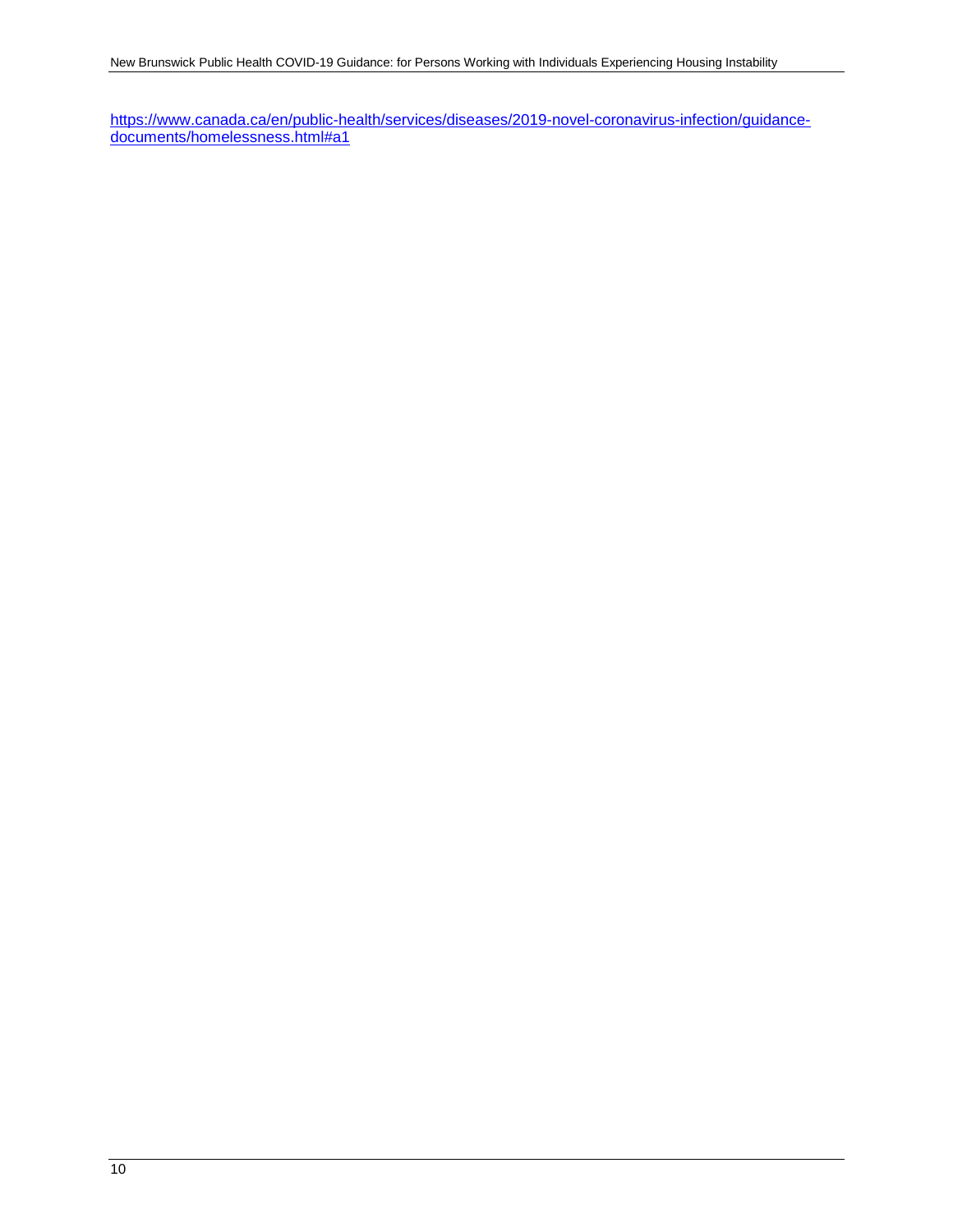https://www.canada.ca/en/public-health/services/diseases/2019-novel-coronavirus-infection/guidance-documents/homelessness.html#a1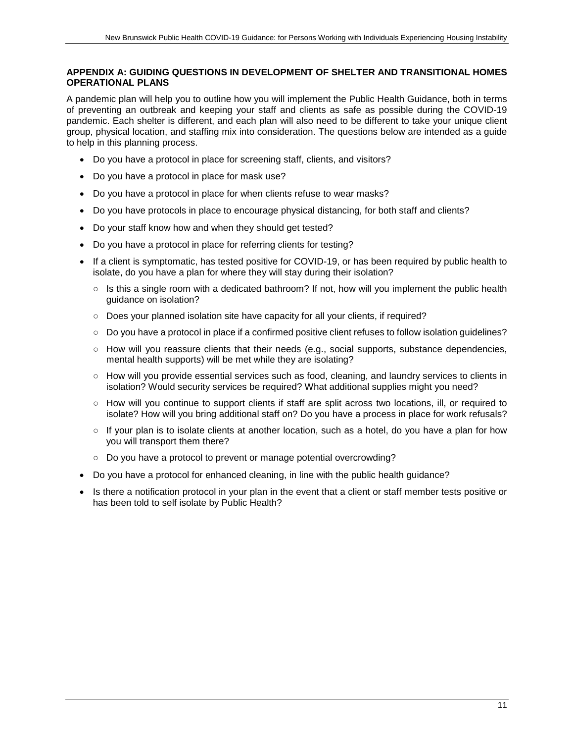## APPENDIX A: GUIDING QUESTIONS IN DEVELOPMENT OF SHELTER AND TRANSITIONAL HOMES OPERATIONAL PLANS

A pandemic plan will help you to outline how you will implement the Public Health Guidance, both in terms of preventing an outbreak and keeping your staff and clients as safe as possible during the COVID-19 pandemic. Each shelter is different, and each plan will also need to be different to take your unique client group, physical location, and staffing mix into consideration. The questions below are intended as a guide to help in this planning process.

- Do you have a protocol in place for screening staff, clients, and visitors?
- Do you have a protocol in place for mask use?
- Do you have a protocol in place for when clients refuse to wear masks?
- Do you have protocols in place to encourage physical distancing, for both staff and clients?
- Do your staff know how and when they should get tested?
- Do you have a protocol in place for referring clients for testing?
- If a client is symptomatic, has tested positive for COVID-19, or has been required by public health to isolate, do you have a plan for where they will stay during their isolation?
  - Is this a single room with a dedicated bathroom? If not, how will you implement the public health guidance on isolation?
  - Does your planned isolation site have capacity for all your clients, if required?
  - Do you have a protocol in place if a confirmed positive client refuses to follow isolation guidelines?
  - How will you reassure clients that their needs (e.g., social supports, substance dependencies, mental health supports) will be met while they are isolating?
  - How will you provide essential services such as food, cleaning, and laundry services to clients in isolation? Would security services be required? What additional supplies might you need?
  - How will you continue to support clients if staff are split across two locations, ill, or required to isolate? How will you bring additional staff on? Do you have a process in place for work refusals?
  - If your plan is to isolate clients at another location, such as a hotel, do you have a plan for how you will transport them there?
  - Do you have a protocol to prevent or manage potential overcrowding?
- Do you have a protocol for enhanced cleaning, in line with the public health guidance?
- Is there a notification protocol in your plan in the event that a client or staff member tests positive or has been told to self isolate by Public Health?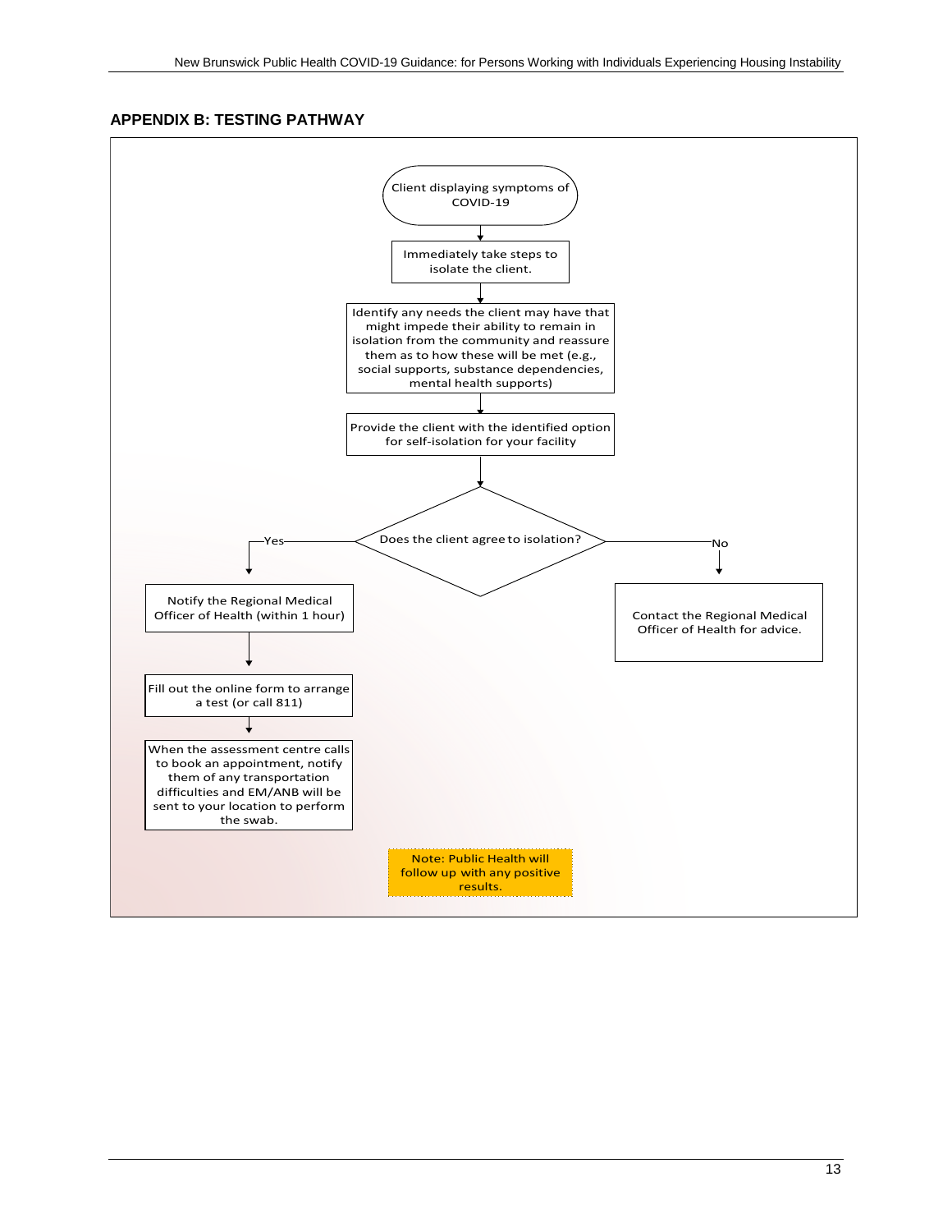## APPENDIX B: TESTING PATHWAY

Client displaying symptoms of COVID-19

↓

Immediately take steps to isolate the client.

↓

Identify any needs the client may have that might impede their ability to remain in isolation from the community and reassure them as to how these will be met (e.g., social supports, substance dependencies, mental health supports)

↓

Provide the client with the identified option for self-isolation for your facility

↓

Does the client agree to isolation?

**Yes:**

Notify the Regional Medical Officer of Health (within 1 hour)

↓

Fill out the online form to arrange a test (or call 811)

↓

When the assessment centre calls to book an appointment, notify them of any transportation difficulties and EM/ANB will be sent to your location to perform the swab.

**No:**

Contact the Regional Medical Officer of Health for advice.

Note: Public Health will follow up with any positive results.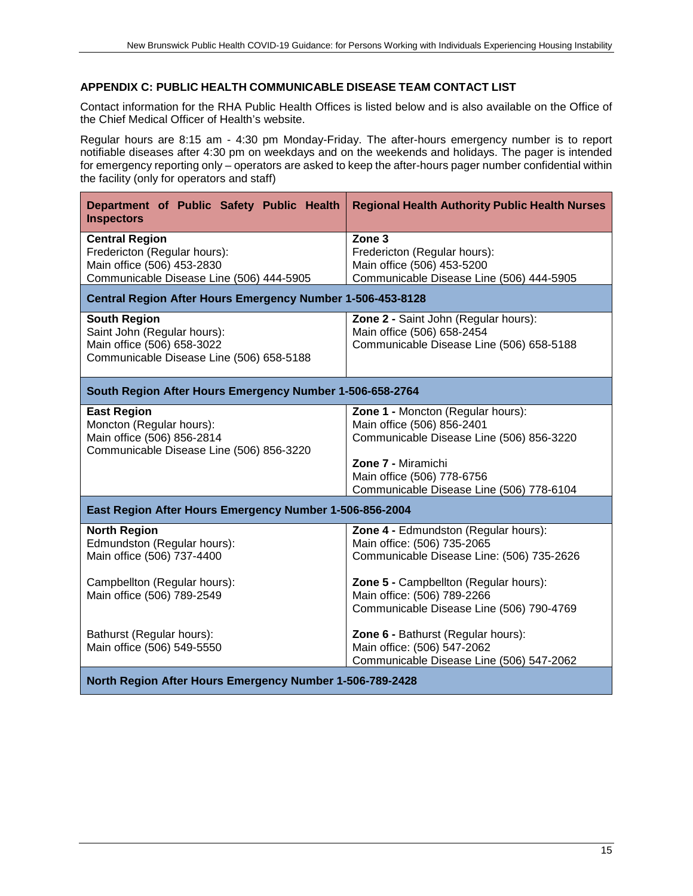## APPENDIX C: PUBLIC HEALTH COMMUNICABLE DISEASE TEAM CONTACT LIST

Contact information for the RHA Public Health Offices is listed below and is also available on the Office of the Chief Medical Officer of Health's website.

Regular hours are 8:15 am - 4:30 pm Monday-Friday. The after-hours emergency number is to report notifiable diseases after 4:30 pm on weekdays and on the weekends and holidays. The pager is intended for emergency reporting only – operators are asked to keep the after-hours pager number confidential within the facility (only for operators and staff)

| Department of Public Safety Public Health Inspectors | Regional Health Authority Public Health Nurses |
|---|---|
| **Central Region**<br>Fredericton (Regular hours):<br>Main office (506) 453-2830<br>Communicable Disease Line (506) 444-5905 | **Zone 3**<br>Fredericton (Regular hours):<br>Main office (506) 453-5200<br>Communicable Disease Line (506) 444-5905 |
| **Central Region After Hours Emergency Number 1-506-453-8128** | |
| **South Region**<br>Saint John (Regular hours):<br>Main office (506) 658-3022<br>Communicable Disease Line (506) 658-5188 | **Zone 2 -** Saint John (Regular hours):<br>Main office (506) 658-2454<br>Communicable Disease Line (506) 658-5188 |
| **South Region After Hours Emergency Number 1-506-658-2764** | |
| **East Region**<br>Moncton (Regular hours):<br>Main office (506) 856-2814<br>Communicable Disease Line (506) 856-3220 | **Zone 1 -** Moncton (Regular hours):<br>Main office (506) 856-2401<br>Communicable Disease Line (506) 856-3220<br><br>**Zone 7 -** Miramichi<br>Main office (506) 778-6756<br>Communicable Disease Line (506) 778-6104 |
| **East Region After Hours Emergency Number 1-506-856-2004** | |
| **North Region**<br>Edmundston (Regular hours):<br>Main office (506) 737-4400<br><br>Campbellton (Regular hours):<br>Main office (506) 789-2549<br><br>Bathurst (Regular hours):<br>Main office (506) 549-5550 | **Zone 4 -** Edmundston (Regular hours):<br>Main office: (506) 735-2065<br>Communicable Disease Line: (506) 735-2626<br><br>**Zone 5 -** Campbellton (Regular hours):<br>Main office: (506) 789-2266<br>Communicable Disease Line (506) 790-4769<br><br>**Zone 6 -** Bathurst (Regular hours):<br>Main office: (506) 547-2062<br>Communicable Disease Line (506) 547-2062 |
| **North Region After Hours Emergency Number 1-506-789-2428** | |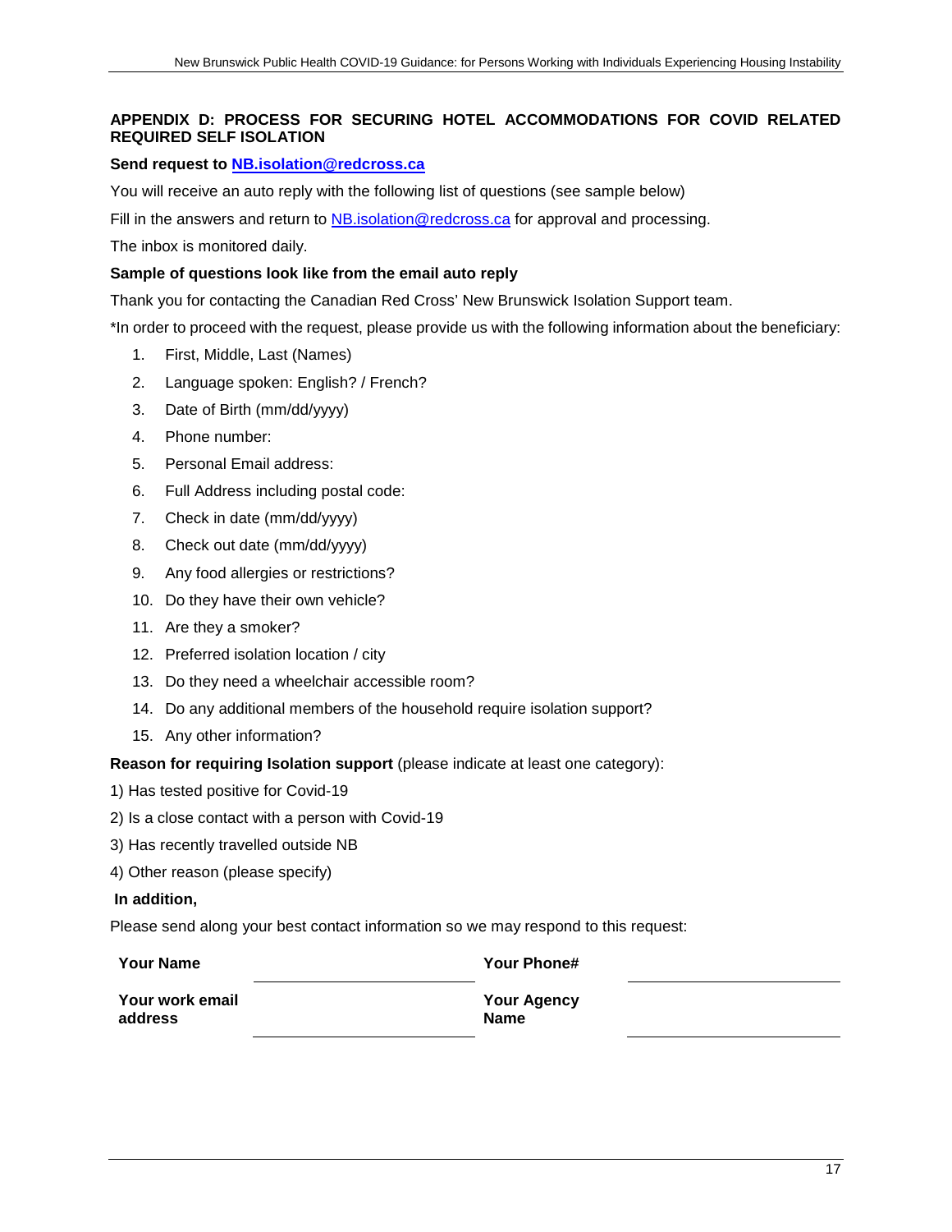## APPENDIX D: PROCESS FOR SECURING HOTEL ACCOMMODATIONS FOR COVID RELATED REQUIRED SELF ISOLATION

**Send request to NB.isolation@redcross.ca**

You will receive an auto reply with the following list of questions (see sample below)

Fill in the answers and return to NB.isolation@redcross.ca for approval and processing.

The inbox is monitored daily.

**Sample of questions look like from the email auto reply**

Thank you for contacting the Canadian Red Cross' New Brunswick Isolation Support team.

*In order to proceed with the request, please provide us with the following information about the beneficiary:

1. First, Middle, Last (Names)
2. Language spoken: English? / French?
3. Date of Birth (mm/dd/yyyy)
4. Phone number:
5. Personal Email address:
6. Full Address including postal code:
7. Check in date (mm/dd/yyyy)
8. Check out date (mm/dd/yyyy)
9. Any food allergies or restrictions?
10. Do they have their own vehicle?
11. Are they a smoker?
12. Preferred isolation location / city
13. Do they need a wheelchair accessible room?
14. Do any additional members of the household require isolation support?
15. Any other information?

**Reason for requiring Isolation support** (please indicate at least one category):

1) Has tested positive for Covid-19

2) Is a close contact with a person with Covid-19

3) Has recently travelled outside NB

4) Other reason (please specify)

**In addition,**

Please send along your best contact information so we may respond to this request:

| **Your Name** | | **Your Phone#** | |
|---|---|---|---|
| **Your work email address** | | **Your Agency Name** | |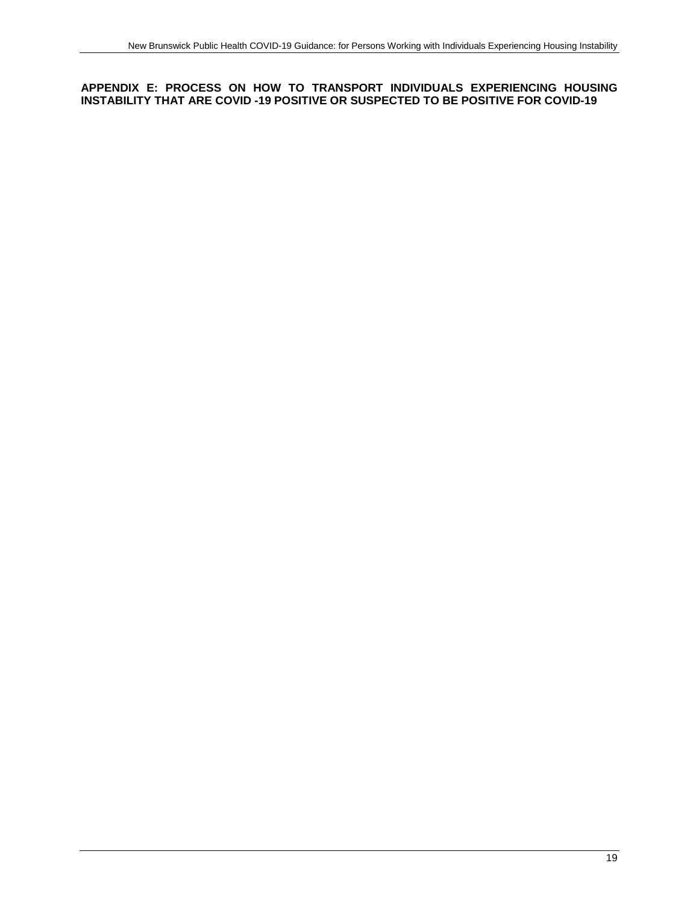## APPENDIX E: PROCESS ON HOW TO TRANSPORT INDIVIDUALS EXPERIENCING HOUSING INSTABILITY THAT ARE COVID -19 POSITIVE OR SUSPECTED TO BE POSITIVE FOR COVID-19